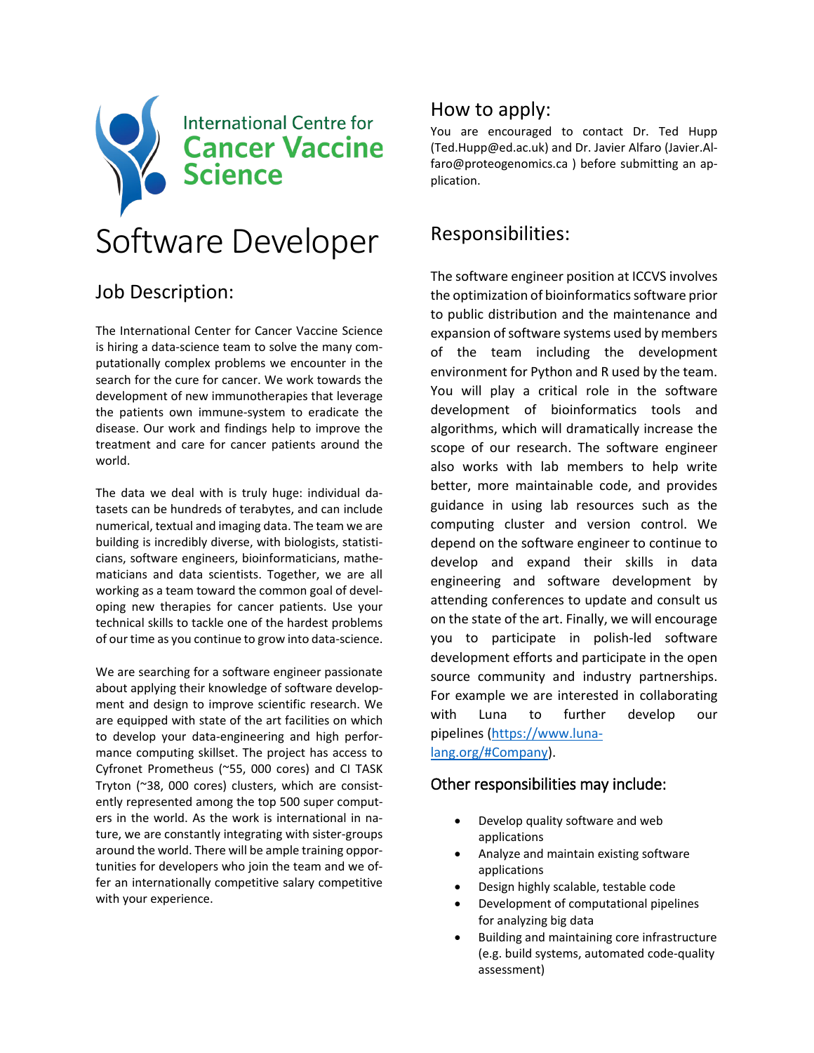International Centre for **Cancer Vaccine Science**

# Software Developer

## Job Description:

The International Center for Cancer Vaccine Science is hiring a data-science team to solve the many computationally complex problems we encounter in the search for the cure for cancer. We work towards the development of new immunotherapies that leverage the patients own immune-system to eradicate the disease. Our work and findings help to improve the treatment and care for cancer patients around the world.

The data we deal with is truly huge: individual datasets can be hundreds of terabytes, and can include numerical, textual and imaging data. The team we are building is incredibly diverse, with biologists, statisticians, software engineers, bioinformaticians, mathematicians and data scientists. Together, we are all working as a team toward the common goal of developing new therapies for cancer patients. Use your technical skills to tackle one of the hardest problems of our time as you continue to grow into data-science.

We are searching for a software engineer passionate about applying their knowledge of software development and design to improve scientific research. We are equipped with state of the art facilities on which to develop your data-engineering and high performance computing skillset. The project has access to Cyfronet Prometheus (~55, 000 cores) and CI TASK Tryton (~38, 000 cores) clusters, which are consistently represented among the top 500 super computers in the world. As the work is international in nature, we are constantly integrating with sister-groups around the world. There will be ample training opportunities for developers who join the team and we offer an internationally competitive salary competitive with your experience.

## How to apply:

You are encouraged to contact Dr. Ted Hupp (Ted.Hupp@ed.ac.uk) and Dr. Javier Alfaro (Javier.Alfaro@proteogenomics.ca ) before submitting an application.

## Responsibilities:

The software engineer position at ICCVS involves the optimization of bioinformatics software prior to public distribution and the maintenance and expansion of software systems used by members of the team including the development environment for Python and R used by the team. You will play a critical role in the software development of bioinformatics tools and algorithms, which will dramatically increase the scope of our research. The software engineer also works with lab members to help write better, more maintainable code, and provides guidance in using lab resources such as the computing cluster and version control. We depend on the software engineer to continue to develop and expand their skills in data engineering and software development by attending conferences to update and consult us on the state of the art. Finally, we will encourage you to participate in polish-led software development efforts and participate in the open source community and industry partnerships. For example we are interested in collaborating with Luna to further develop our pipelines (https://www.luna-lang.org/#Company).

### Other responsibilities may include:

- Develop quality software and web applications
- Analyze and maintain existing software applications
- Design highly scalable, testable code
- Development of computational pipelines for analyzing big data
- Building and maintaining core infrastructure (e.g. build systems, automated code-quality assessment)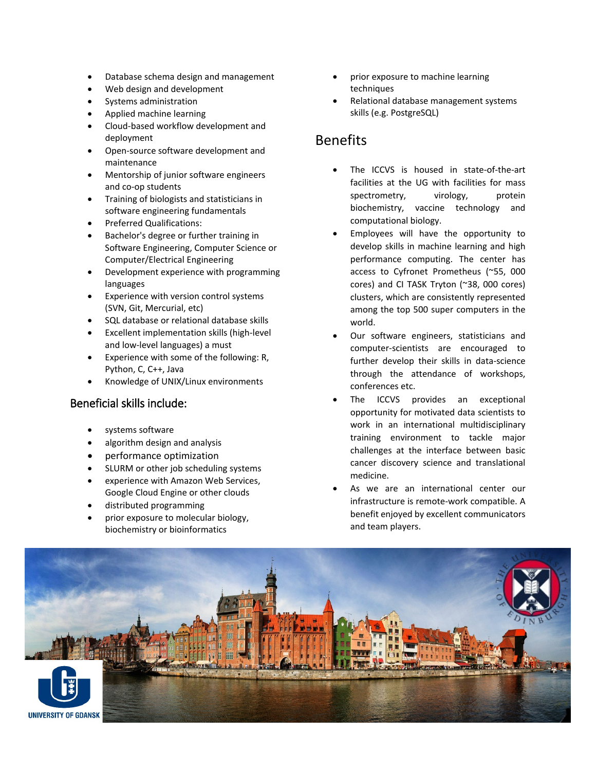- Database schema design and management
- Web design and development
- Systems administration
- Applied machine learning
- Cloud-based workflow development and deployment
- Open-source software development and maintenance
- Mentorship of junior software engineers and co-op students
- Training of biologists and statisticians in software engineering fundamentals
- Preferred Qualifications:
- Bachelor's degree or further training in Software Engineering, Computer Science or Computer/Electrical Engineering
- Development experience with programming languages
- Experience with version control systems (SVN, Git, Mercurial, etc)
- SQL database or relational database skills
- Excellent implementation skills (high-level and low-level languages) a must
- Experience with some of the following: R, Python, C, C++, Java
- Knowledge of UNIX/Linux environments

## Beneficial skills include:

- systems software
- algorithm design and analysis
- performance optimization
- SLURM or other job scheduling systems
- experience with Amazon Web Services, Google Cloud Engine or other clouds
- distributed programming
- prior exposure to molecular biology, biochemistry or bioinformatics
- prior exposure to machine learning techniques
- Relational database management systems skills (e.g. PostgreSQL)

## Benefits

- The ICCVS is housed in state-of-the-art facilities at the UG with facilities for mass spectrometry, virology, protein biochemistry, vaccine technology and computational biology.
- Employees will have the opportunity to develop skills in machine learning and high performance computing. The center has access to Cyfronet Prometheus (~55, 000 cores) and CI TASK Tryton (~38, 000 cores) clusters, which are consistently represented among the top 500 super computers in the world.
- Our software engineers, statisticians and computer-scientists are encouraged to further develop their skills in data-science through the attendance of workshops, conferences etc.
- The ICCVS provides an exceptional opportunity for motivated data scientists to work in an international multidisciplinary training environment to tackle major challenges at the interface between basic cancer discovery science and translational medicine.
- As we are an international center our infrastructure is remote-work compatible. A benefit enjoyed by excellent communicators and team players.

UNIVERSITY OF GDANSK

THE UNIVERSITY OF EDINBURGH